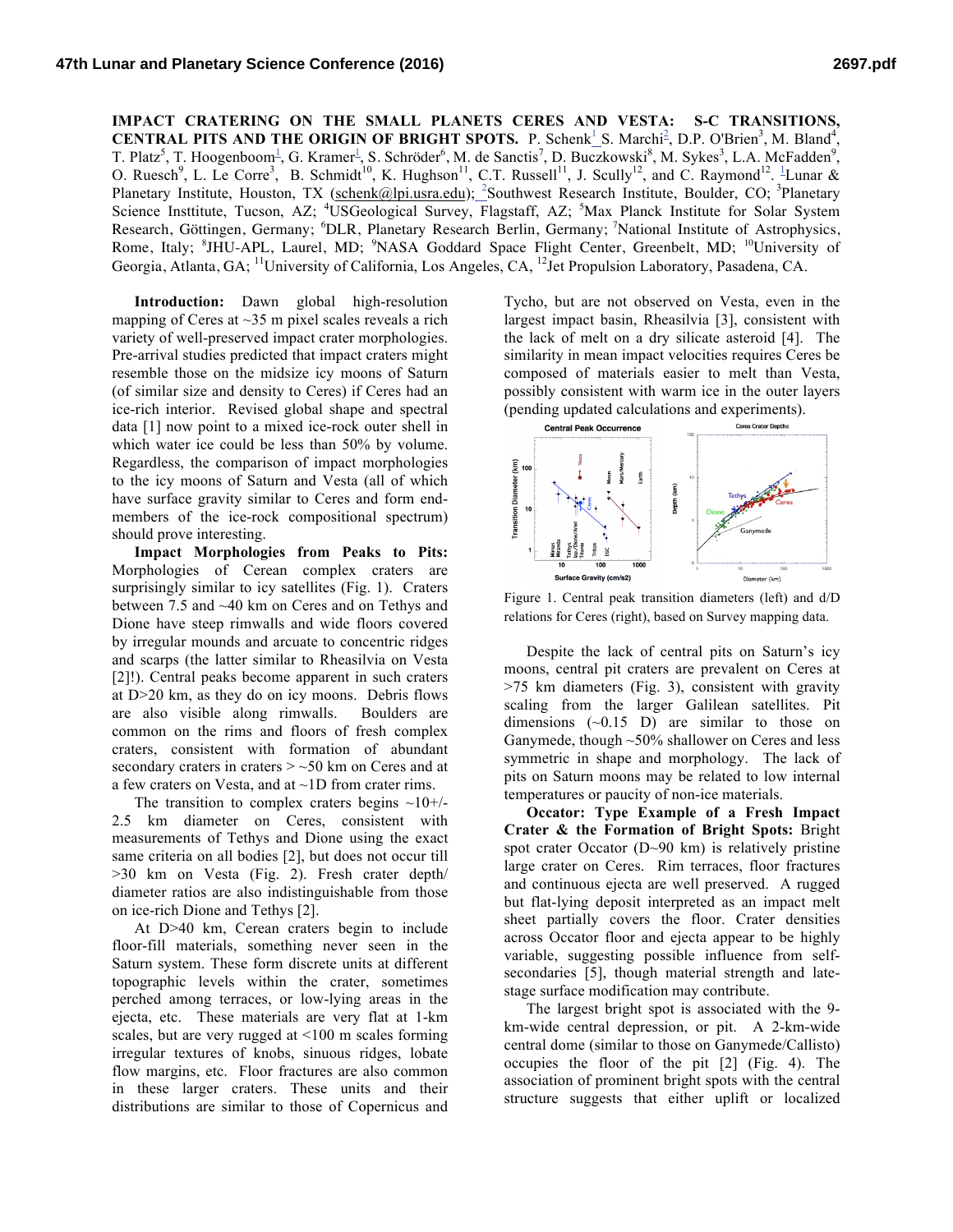**IMPACT CRATERING ON THE SMALL PLANETS CERES AND VESTA: S-C TRANSITIONS, CENTRAL PITS AND THE ORIGIN OF BRIGHT SPOTS.** P. Schenk[1] S. Marchi[2], D.P. O'Brien[3], M. Bland[4], T. Platz[5], T. Hoogenboom[1], G. Kramer[1], S. Schröder[6], M. de Sanctis[7], D. Buczkowski[8], M. Sykes[3], L.A. McFadden[9], O. Ruesch[9], L. Le Corre[3], B. Schmidt[10], K. Hughson[11], C.T. Russell[11], J. Scully[12], and C. Raymond[12]. [1]Lunar & Planetary Institute, Houston, TX (schenk@lpi.usra.edu); [2]Southwest Research Institute, Boulder, CO; [3]Planetary Science Insttitute, Tucson, AZ; [4]USGeological Survey, Flagstaff, AZ; [5]Max Planck Institute for Solar System Research, Göttingen, Germany; [6]DLR, Planetary Research Berlin, Germany; [7]National Institute of Astrophysics, Rome, Italy; [8]JHU-APL, Laurel, MD; [9]NASA Goddard Space Flight Center, Greenbelt, MD; [10]University of Georgia, Atlanta, GA; [11]University of California, Los Angeles, CA, [12]Jet Propulsion Laboratory, Pasadena, CA.

**Introduction:** Dawn global high-resolution mapping of Ceres at ~35 m pixel scales reveals a rich variety of well-preserved impact crater morphologies. Pre-arrival studies predicted that impact craters might resemble those on the midsize icy moons of Saturn (of similar size and density to Ceres) if Ceres had an ice-rich interior. Revised global shape and spectral data [1] now point to a mixed ice-rock outer shell in which water ice could be less than 50% by volume. Regardless, the comparison of impact morphologies to the icy moons of Saturn and Vesta (all of which have surface gravity similar to Ceres and form end-members of the ice-rock compositional spectrum) should prove interesting.

**Impact Morphologies from Peaks to Pits:** Morphologies of Cerean complex craters are surprisingly similar to icy satellites (Fig. 1). Craters between 7.5 and ~40 km on Ceres and on Tethys and Dione have steep rimwalls and wide floors covered by irregular mounds and arcuate to concentric ridges and scarps (the latter similar to Rheasilvia on Vesta [2]!). Central peaks become apparent in such craters at D>20 km, as they do on icy moons. Debris flows are also visible along rimwalls. Boulders are common on the rims and floors of fresh complex craters, consistent with formation of abundant secondary craters in craters > ~50 km on Ceres and at a few craters on Vesta, and at ~1D from crater rims.

The transition to complex craters begins ~10+/-2.5 km diameter on Ceres, consistent with measurements of Tethys and Dione using the exact same criteria on all bodies [2], but does not occur till >30 km on Vesta (Fig. 2). Fresh crater depth/diameter ratios are also indistinguishable from those on ice-rich Dione and Tethys [2].

At D>40 km, Cerean craters begin to include floor-fill materials, something never seen in the Saturn system. These form discrete units at different topographic levels within the crater, sometimes perched among terraces, or low-lying areas in the ejecta, etc. These materials are very flat at 1-km scales, but are very rugged at <100 m scales forming irregular textures of knobs, sinuous ridges, lobate flow margins, etc. Floor fractures are also common in these larger craters. These units and their distributions are similar to those of Copernicus and Tycho, but are not observed on Vesta, even in the largest impact basin, Rheasilvia [3], consistent with the lack of melt on a dry silicate asteroid [4]. The similarity in mean impact velocities requires Ceres be composed of materials easier to melt than Vesta, possibly consistent with warm ice in the outer layers (pending updated calculations and experiments).

Central Peak Occurrence

Transition Diameter (km)

Surface Gravity (cm/s2)

Vesta

Moon

Mars/Mercury

Earth

Ceres

Mimas

Miranda

Tethys

Iapetus/Dione/Ariel

Titania

Triton

GSC

Ceres Crater Depths

Depth (km)

Diameter (km)

Tethys

Dione

Ceres

Ganymede

Figure 1. Central peak transition diameters (left) and d/D relations for Ceres (right), based on Survey mapping data.

Despite the lack of central pits on Saturn's icy moons, central pit craters are prevalent on Ceres at >75 km diameters (Fig. 3), consistent with gravity scaling from the larger Galilean satellites. Pit dimensions (~0.15 D) are similar to those on Ganymede, though ~50% shallower on Ceres and less symmetric in shape and morphology. The lack of pits on Saturn moons may be related to low internal temperatures or paucity of non-ice materials.

**Occator: Type Example of a Fresh Impact Crater & the Formation of Bright Spots:** Bright spot crater Occator (D~90 km) is relatively pristine large crater on Ceres. Rim terraces, floor fractures and continuous ejecta are well preserved. A rugged but flat-lying deposit interpreted as an impact melt sheet partially covers the floor. Crater densities across Occator floor and ejecta appear to be highly variable, suggesting possible influence from self-secondaries [5], though material strength and late-stage surface modification may contribute.

The largest bright spot is associated with the 9-km-wide central depression, or pit. A 2-km-wide central dome (similar to those on Ganymede/Callisto) occupies the floor of the pit [2] (Fig. 4). The association of prominent bright spots with the central structure suggests that either uplift or localized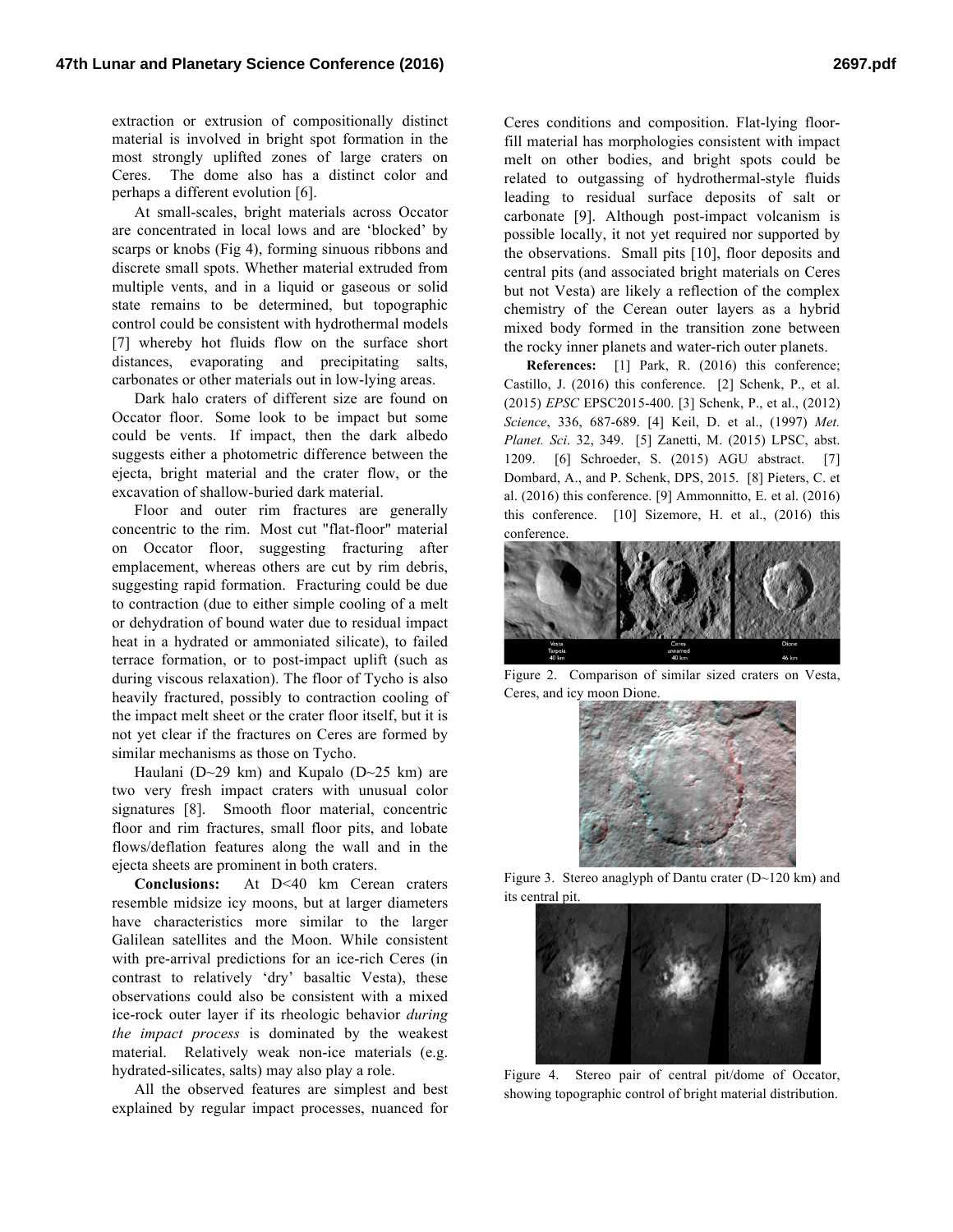extraction or extrusion of compositionally distinct material is involved in bright spot formation in the most strongly uplifted zones of large craters on Ceres. The dome also has a distinct color and perhaps a different evolution [6].

At small-scales, bright materials across Occator are concentrated in local lows and are 'blocked' by scarps or knobs (Fig 4), forming sinuous ribbons and discrete small spots. Whether material extruded from multiple vents, and in a liquid or gaseous or solid state remains to be determined, but topographic control could be consistent with hydrothermal models [7] whereby hot fluids flow on the surface short distances, evaporating and precipitating salts, carbonates or other materials out in low-lying areas.

Dark halo craters of different size are found on Occator floor. Some look to be impact but some could be vents. If impact, then the dark albedo suggests either a photometric difference between the ejecta, bright material and the crater flow, or the excavation of shallow-buried dark material.

Floor and outer rim fractures are generally concentric to the rim. Most cut "flat-floor" material on Occator floor, suggesting fracturing after emplacement, whereas others are cut by rim debris, suggesting rapid formation. Fracturing could be due to contraction (due to either simple cooling of a melt or dehydration of bound water due to residual impact heat in a hydrated or ammoniated silicate), to failed terrace formation, or to post-impact uplift (such as during viscous relaxation). The floor of Tycho is also heavily fractured, possibly to contraction cooling of the impact melt sheet or the crater floor itself, but it is not yet clear if the fractures on Ceres are formed by similar mechanisms as those on Tycho.

Haulani (D~29 km) and Kupalo (D~25 km) are two very fresh impact craters with unusual color signatures [8]. Smooth floor material, concentric floor and rim fractures, small floor pits, and lobate flows/deflation features along the wall and in the ejecta sheets are prominent in both craters.

**Conclusions:** At D<40 km Cerean craters resemble midsize icy moons, but at larger diameters have characteristics more similar to the larger Galilean satellites and the Moon. While consistent with pre-arrival predictions for an ice-rich Ceres (in contrast to relatively 'dry' basaltic Vesta), these observations could also be consistent with a mixed ice-rock outer layer if its rheologic behavior *during the impact process* is dominated by the weakest material. Relatively weak non-ice materials (e.g. hydrated-silicates, salts) may also play a role.

All the observed features are simplest and best explained by regular impact processes, nuanced for Ceres conditions and composition. Flat-lying floor-fill material has morphologies consistent with impact melt on other bodies, and bright spots could be related to outgassing of hydrothermal-style fluids leading to residual surface deposits of salt or carbonate [9]. Although post-impact volcanism is possible locally, it not yet required nor supported by the observations. Small pits [10], floor deposits and central pits (and associated bright materials on Ceres but not Vesta) are likely a reflection of the complex chemistry of the Cerean outer layers as a hybrid mixed body formed in the transition zone between the rocky inner planets and water-rich outer planets.

**References:** [1] Park, R. (2016) this conference; Castillo, J. (2016) this conference. [2] Schenk, P., et al. (2015) *EPSC* EPSC2015-400. [3] Schenk, P., et al., (2012) *Science*, 336, 687-689. [4] Keil, D. et al., (1997) *Met. Planet. Sci*. 32, 349. [5] Zanetti, M. (2015) LPSC, abst. 1209. [6] Schroeder, S. (2015) AGU abstract. [7] Dombard, A., and P. Schenk, DPS, 2015. [8] Pieters, C. et al. (2016) this conference. [9] Ammonnitto, E. et al. (2016) this conference. [10] Sizemore, H. et al., (2016) this conference.

Vesta
Tarpeia
40 km

Ceres
unnamed
40 km

Dione
46 km

Figure 2. Comparison of similar sized craters on Vesta, Ceres, and icy moon Dione.

Figure 3. Stereo anaglyph of Dantu crater (D~120 km) and its central pit.

Figure 4. Stereo pair of central pit/dome of Occator, showing topographic control of bright material distribution.